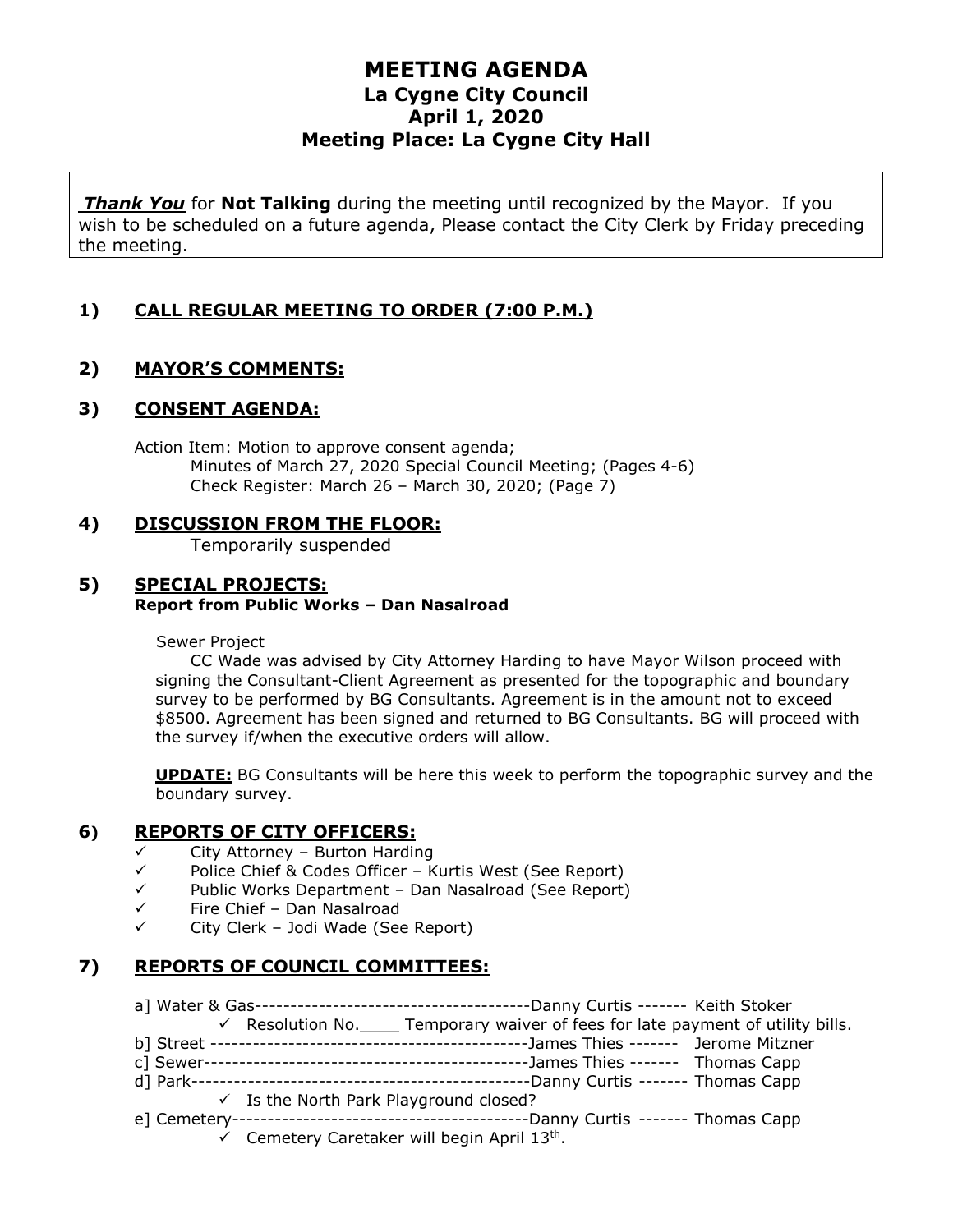# MEETING AGENDA
## La Cygne City Council
## April 1, 2020
## Meeting Place: La Cygne City Hall

***Thank You*** for **Not Talking** during the meeting until recognized by the Mayor. If you wish to be scheduled on a future agenda, Please contact the City Clerk by Friday preceding the meeting.

### 1) CALL REGULAR MEETING TO ORDER (7:00 P.M.)

### 2) MAYOR'S COMMENTS:

### 3) CONSENT AGENDA:

Action Item: Motion to approve consent agenda;
Minutes of March 27, 2020 Special Council Meeting; (Pages 4-6)
Check Register: March 26 – March 30, 2020; (Page 7)

### 4) DISCUSSION FROM THE FLOOR:

Temporarily suspended

### 5) SPECIAL PROJECTS:

**Report from Public Works – Dan Nasalroad**

Sewer Project

CC Wade was advised by City Attorney Harding to have Mayor Wilson proceed with signing the Consultant-Client Agreement as presented for the topographic and boundary survey to be performed by BG Consultants. Agreement is in the amount not to exceed $8500. Agreement has been signed and returned to BG Consultants. BG will proceed with the survey if/when the executive orders will allow.

**UPDATE:** BG Consultants will be here this week to perform the topographic survey and the boundary survey.

### 6) REPORTS OF CITY OFFICERS:

- ✓ City Attorney – Burton Harding
- ✓ Police Chief & Codes Officer – Kurtis West (See Report)
- ✓ Public Works Department – Dan Nasalroad (See Report)
- ✓ Fire Chief – Dan Nasalroad
- ✓ City Clerk – Jodi Wade (See Report)

### 7) REPORTS OF COUNCIL COMMITTEES:

a] Water & Gas---------------------------------------Danny Curtis ------- Keith Stoker
- ✓ Resolution No.____ Temporary waiver of fees for late payment of utility bills.

b] Street ---------------------------------------------James Thies ------- Jerome Mitzner

c] Sewer----------------------------------------------James Thies ------- Thomas Capp

d] Park------------------------------------------------Danny Curtis ------- Thomas Capp
- ✓ Is the North Park Playground closed?

e] Cemetery------------------------------------------Danny Curtis ------- Thomas Capp
- ✓ Cemetery Caretaker will begin April 13th.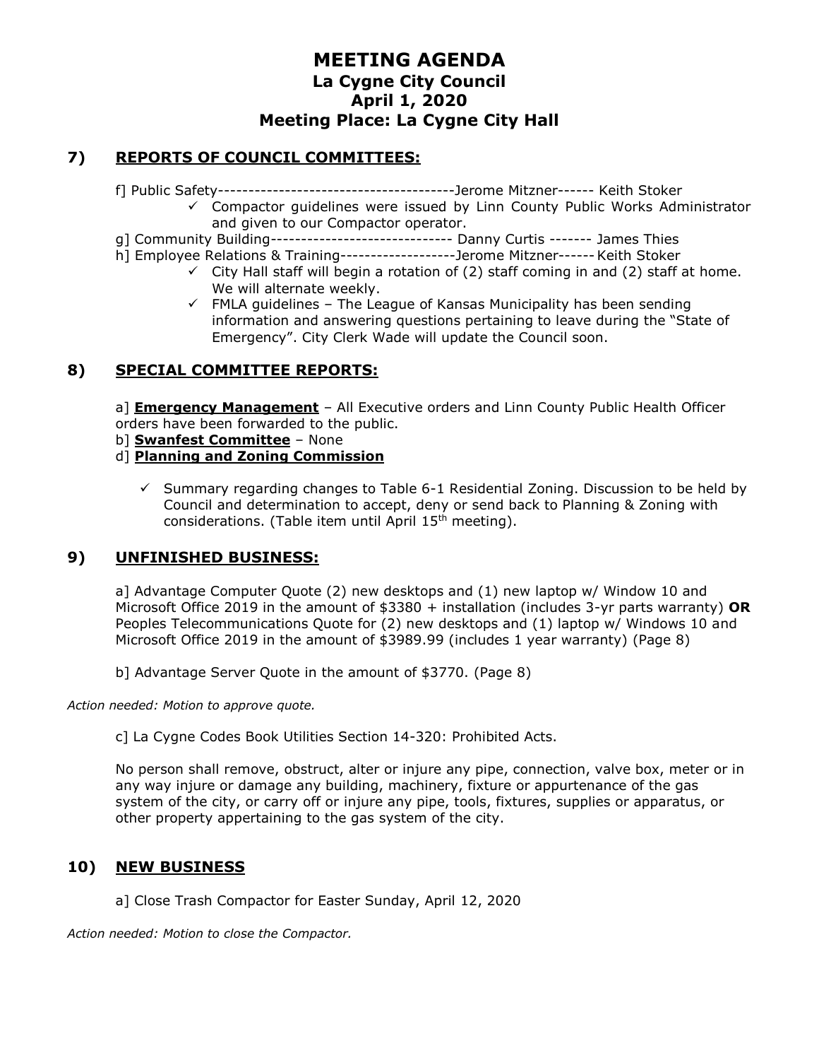# MEETING AGENDA
## La Cygne City Council
## April 1, 2020
## Meeting Place: La Cygne City Hall

## 7) REPORTS OF COUNCIL COMMITTEES:

f] Public Safety---------------------------------------Jerome Mitzner------ Keith Stoker

- ✓ Compactor guidelines were issued by Linn County Public Works Administrator and given to our Compactor operator.

g] Community Building------------------------------ Danny Curtis ------- James Thies

h] Employee Relations & Training-------------------Jerome Mitzner------Keith Stoker

- ✓ City Hall staff will begin a rotation of (2) staff coming in and (2) staff at home. We will alternate weekly.
- ✓ FMLA guidelines – The League of Kansas Municipality has been sending information and answering questions pertaining to leave during the "State of Emergency". City Clerk Wade will update the Council soon.

## 8) SPECIAL COMMITTEE REPORTS:

a] **Emergency Management** – All Executive orders and Linn County Public Health Officer orders have been forwarded to the public.

b] **Swanfest Committee** – None

d] **Planning and Zoning Commission**

- ✓ Summary regarding changes to Table 6-1 Residential Zoning. Discussion to be held by Council and determination to accept, deny or send back to Planning & Zoning with considerations. (Table item until April 15th meeting).

## 9) UNFINISHED BUSINESS:

a] Advantage Computer Quote (2) new desktops and (1) new laptop w/ Window 10 and Microsoft Office 2019 in the amount of $3380 + installation (includes 3-yr parts warranty) **OR** Peoples Telecommunications Quote for (2) new desktops and (1) laptop w/ Windows 10 and Microsoft Office 2019 in the amount of $3989.99 (includes 1 year warranty) (Page 8)

b] Advantage Server Quote in the amount of $3770. (Page 8)

*Action needed: Motion to approve quote.*

c] La Cygne Codes Book Utilities Section 14-320: Prohibited Acts.

No person shall remove, obstruct, alter or injure any pipe, connection, valve box, meter or in any way injure or damage any building, machinery, fixture or appurtenance of the gas system of the city, or carry off or injure any pipe, tools, fixtures, supplies or apparatus, or other property appertaining to the gas system of the city.

## 10) NEW BUSINESS

a] Close Trash Compactor for Easter Sunday, April 12, 2020

*Action needed: Motion to close the Compactor.*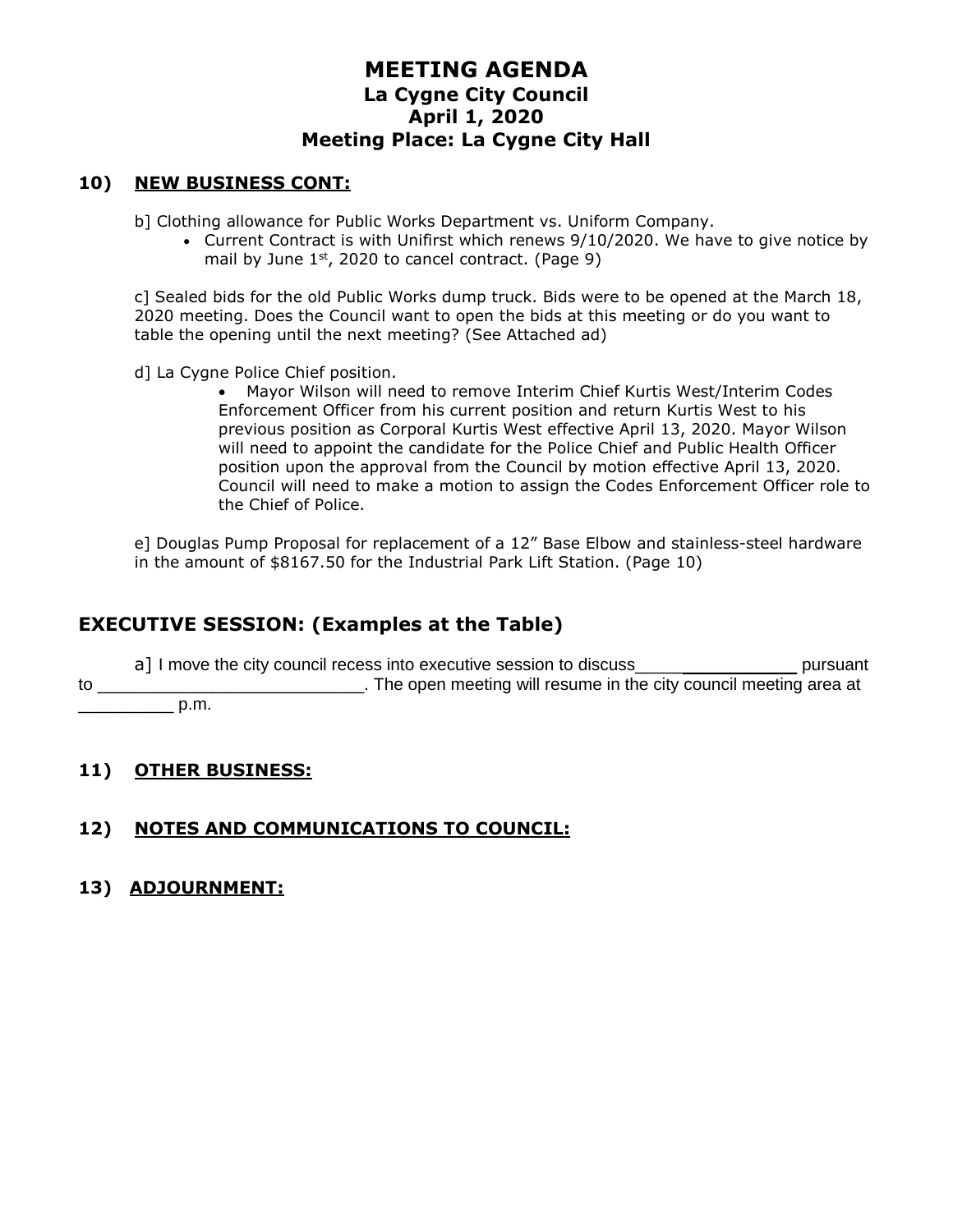# MEETING AGENDA
## La Cygne City Council
## April 1, 2020
## Meeting Place: La Cygne City Hall

### 10) NEW BUSINESS CONT:

b] Clothing allowance for Public Works Department vs. Uniform Company.

- Current Contract is with Unifirst which renews 9/10/2020. We have to give notice by mail by June 1st, 2020 to cancel contract. (Page 9)

c] Sealed bids for the old Public Works dump truck. Bids were to be opened at the March 18, 2020 meeting. Does the Council want to open the bids at this meeting or do you want to table the opening until the next meeting? (See Attached ad)

d] La Cygne Police Chief position.

- Mayor Wilson will need to remove Interim Chief Kurtis West/Interim Codes Enforcement Officer from his current position and return Kurtis West to his previous position as Corporal Kurtis West effective April 13, 2020. Mayor Wilson will need to appoint the candidate for the Police Chief and Public Health Officer position upon the approval from the Council by motion effective April 13, 2020. Council will need to make a motion to assign the Codes Enforcement Officer role to the Chief of Police.

e] Douglas Pump Proposal for replacement of a 12" Base Elbow and stainless-steel hardware in the amount of $8167.50 for the Industrial Park Lift Station. (Page 10)

## EXECUTIVE SESSION: (Examples at the Table)

a] I move the city council recess into executive session to discuss________________ pursuant to ___________________________. The open meeting will resume in the city council meeting area at _________ p.m.

### 11) OTHER BUSINESS:

### 12) NOTES AND COMMUNICATIONS TO COUNCIL:

### 13) ADJOURNMENT: